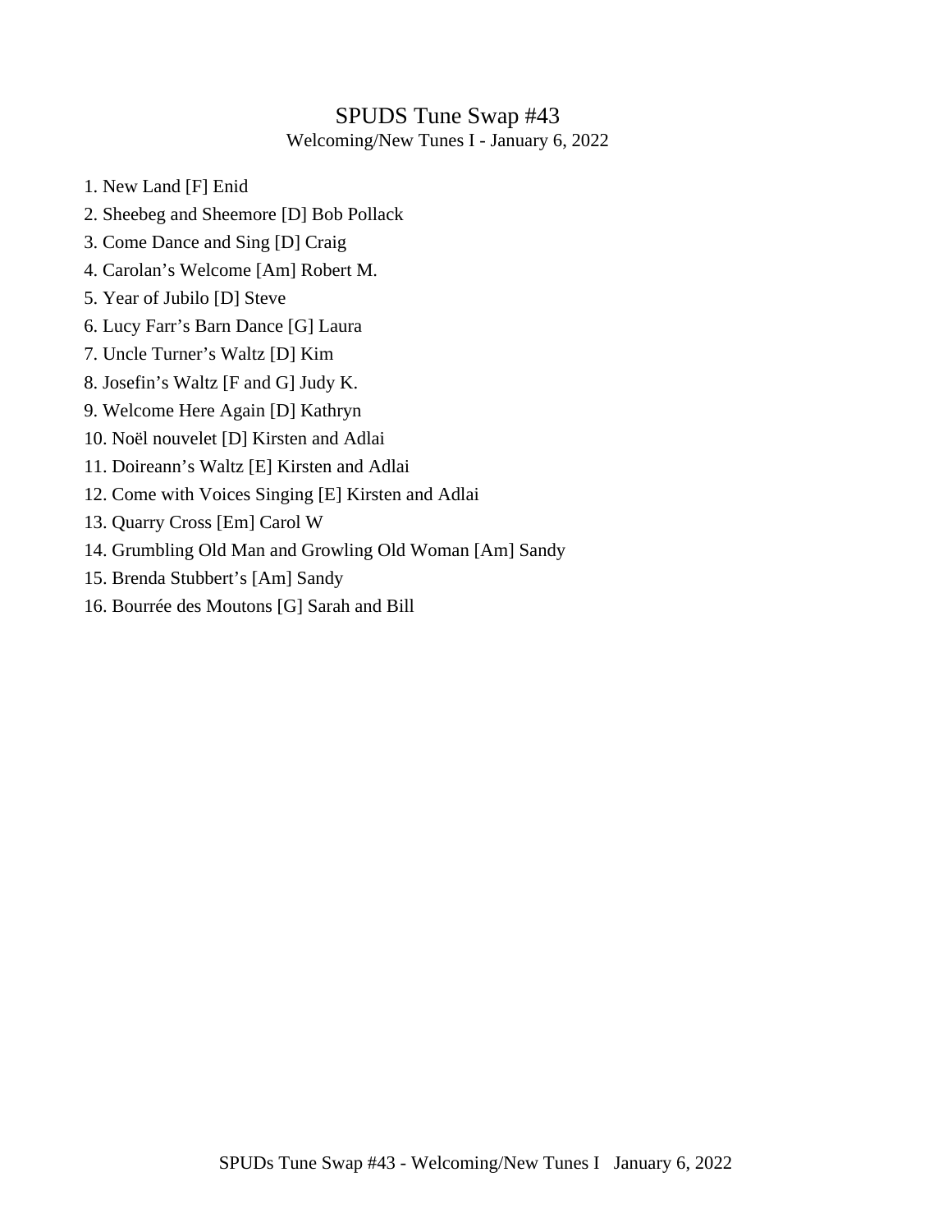# SPUDS Tune Swap #43

Welcoming/New Tunes I - January 6, 2022

1. New Land [F] Enid
2. Sheebeg and Sheemore [D] Bob Pollack
3. Come Dance and Sing [D] Craig
4. Carolan’s Welcome [Am] Robert M.
5. Year of Jubilo [D] Steve
6. Lucy Farr’s Barn Dance [G] Laura
7. Uncle Turner’s Waltz [D] Kim
8. Josefin’s Waltz [F and G] Judy K.
9. Welcome Here Again [D] Kathryn
10. Noël nouvelet [D] Kirsten and Adlai
11. Doireann’s Waltz [E] Kirsten and Adlai
12. Come with Voices Singing [E] Kirsten and Adlai
13. Quarry Cross [Em] Carol W
14. Grumbling Old Man and Growling Old Woman [Am] Sandy
15. Brenda Stubbert’s [Am] Sandy
16. Bourrée des Moutons [G] Sarah and Bill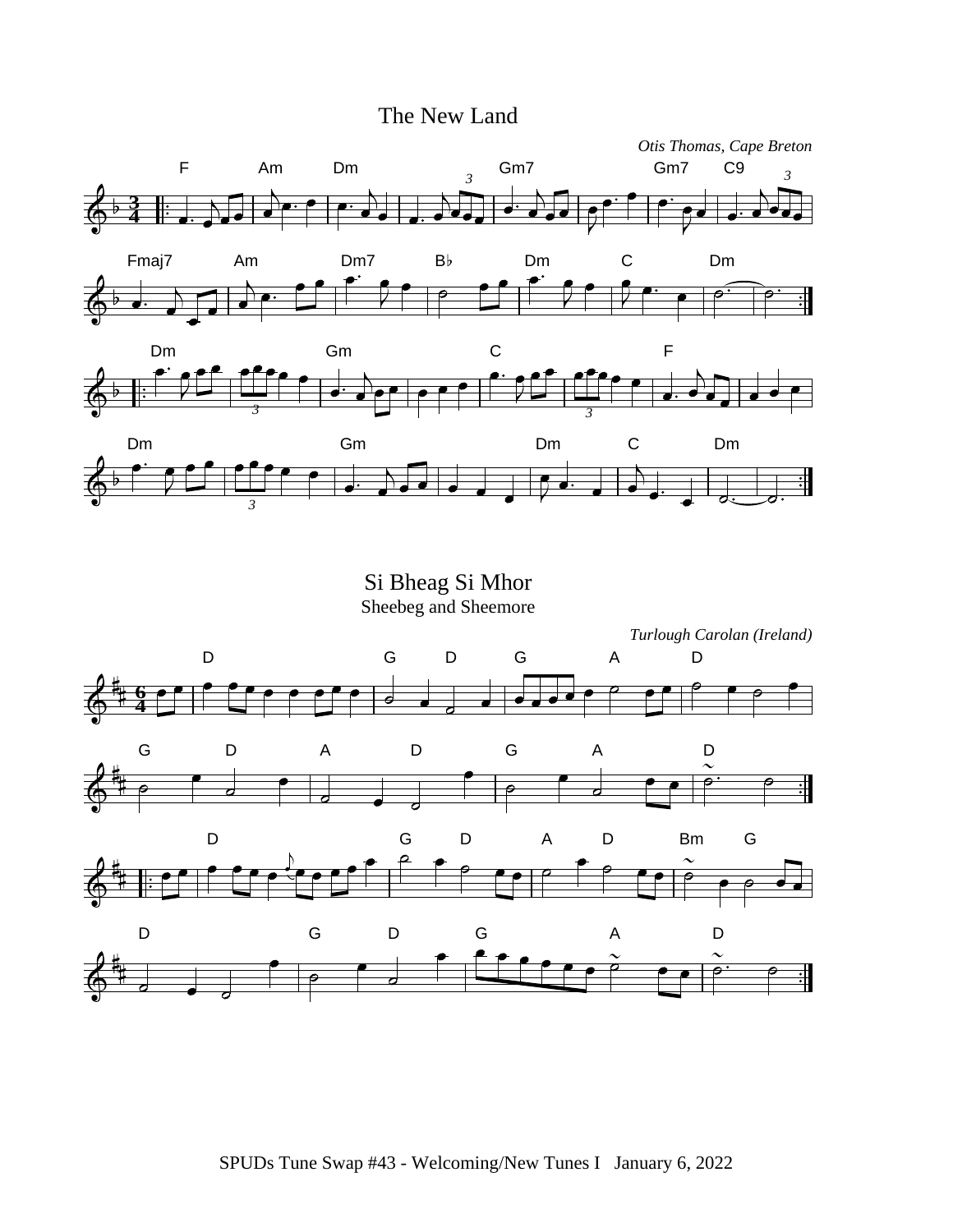# The New Land

*Otis Thomas, Cape Breton*

F Am Dm Gm7 Gm7 C9

Fmaj7 Am Dm7 B♭ Dm C Dm

Dm Gm C F

Dm Gm Dm C Dm

# Si Bheag Si Mhor

Sheebeg and Sheemore

*Turlough Carolan (Ireland)*

D G D G A D

G D A D G A D

D G D A D Bm G

D G D G A D

SPUDs Tune Swap #43 - Welcoming/New Tunes I January 6, 2022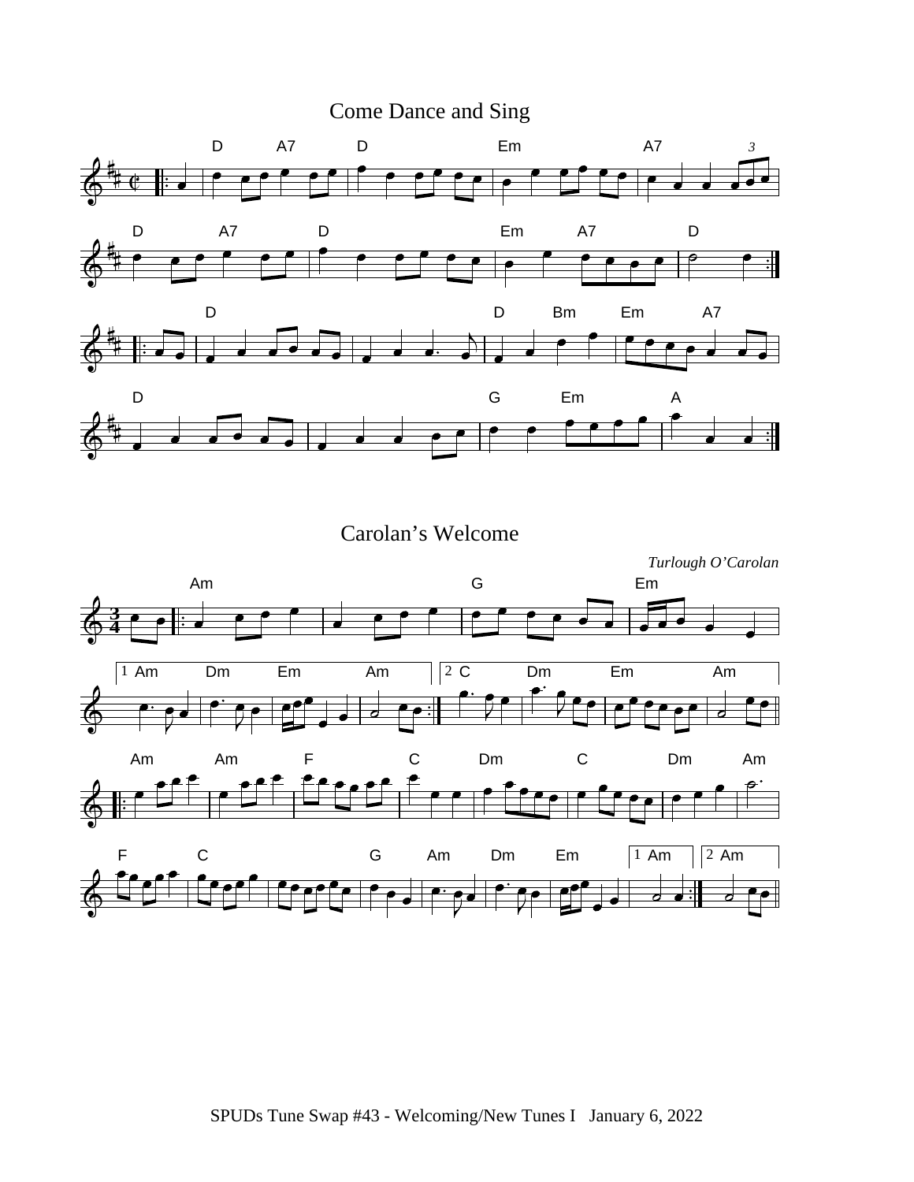# Come Dance and Sing

# Carolan's Welcome

*Turlough O'Carolan*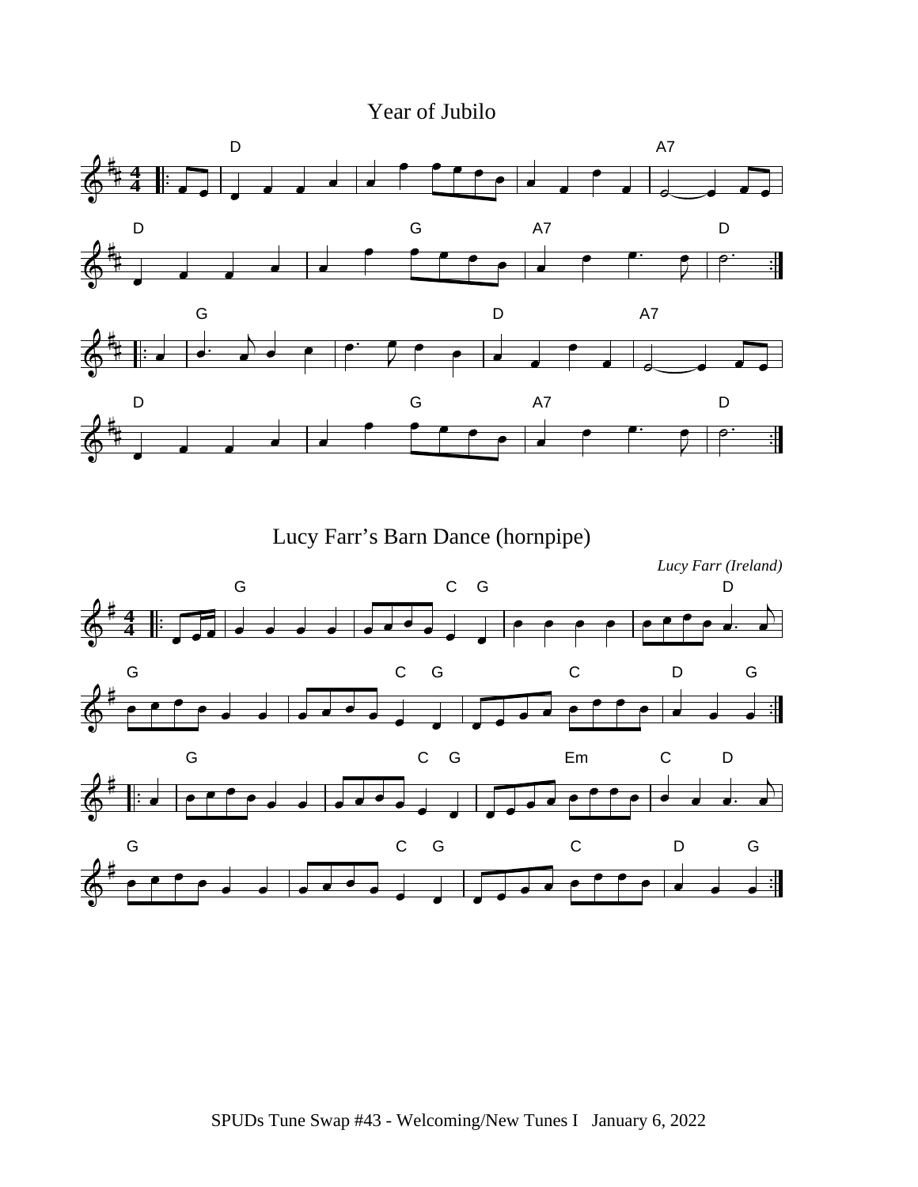# Year of Jubilo

# Lucy Farr's Barn Dance (hornpipe)

*Lucy Farr (Ireland)*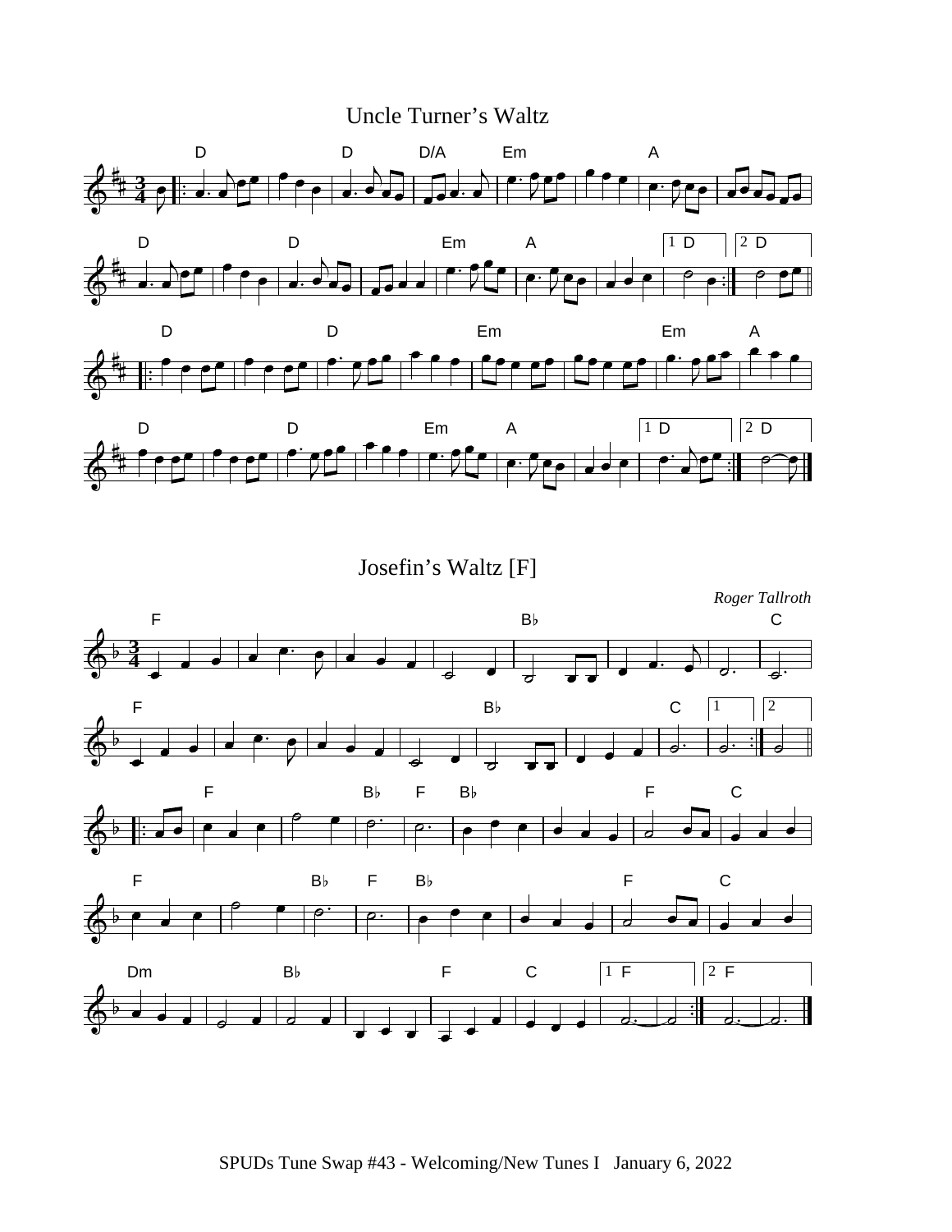## Uncle Turner's Waltz

## Josefin's Waltz [F]

*Roger Tallroth*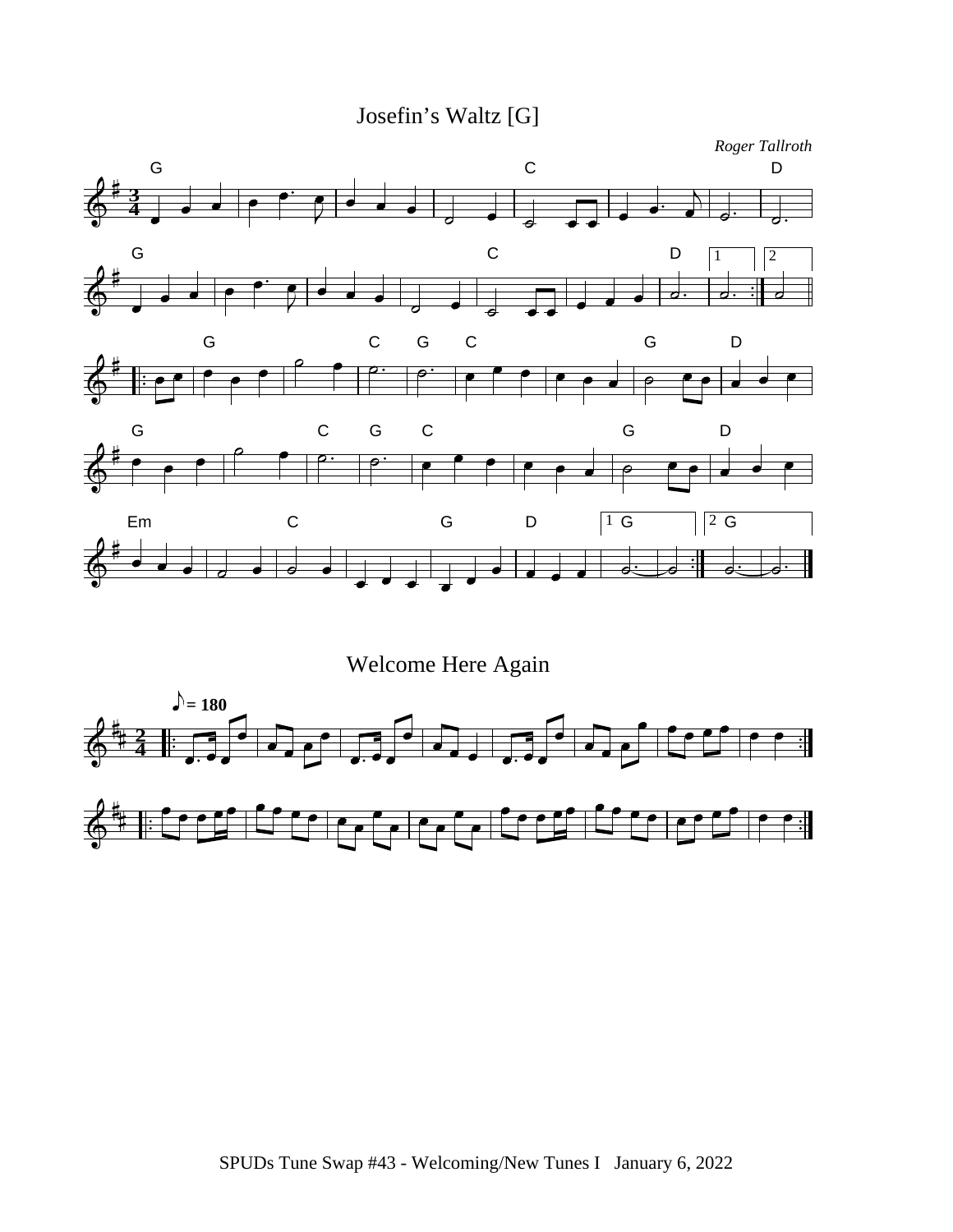# Josefin's Waltz [G]

*Roger Tallroth*

# Welcome Here Again

SPUDs Tune Swap #43 - Welcoming/New Tunes I   January 6, 2022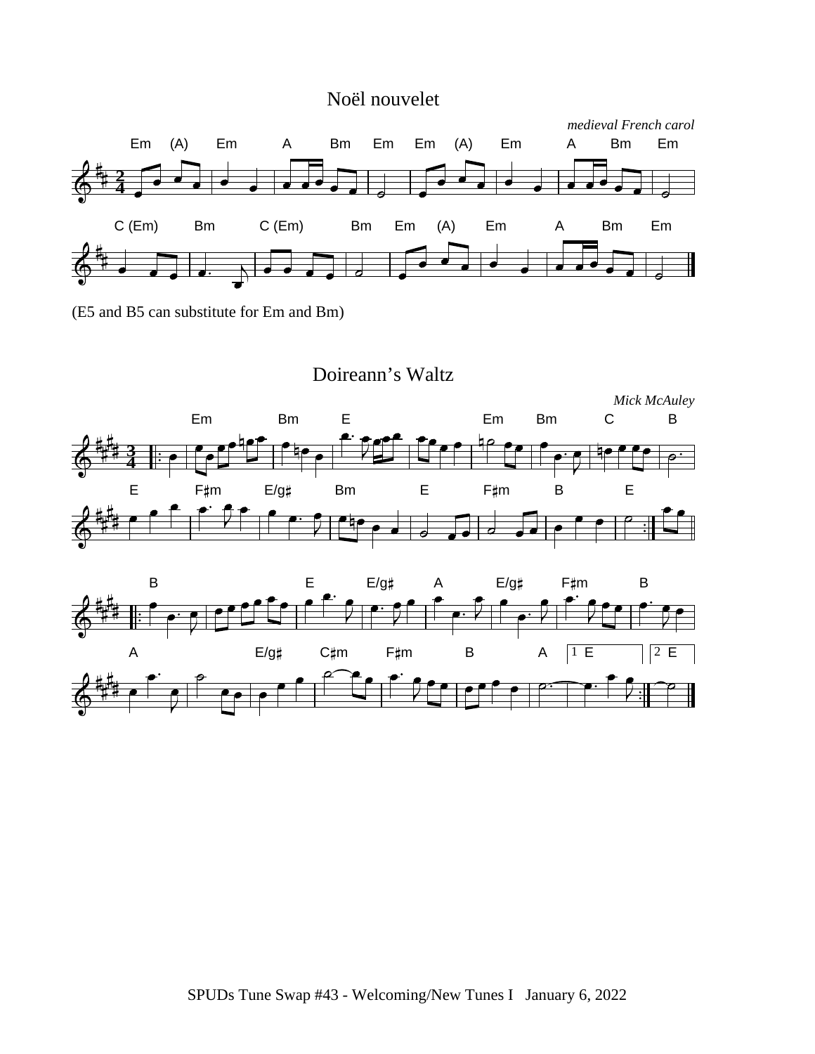## Noël nouvelet

*medieval French carol*

(E5 and B5 can substitute for Em and Bm)

## Doireann's Waltz

*Mick McAuley*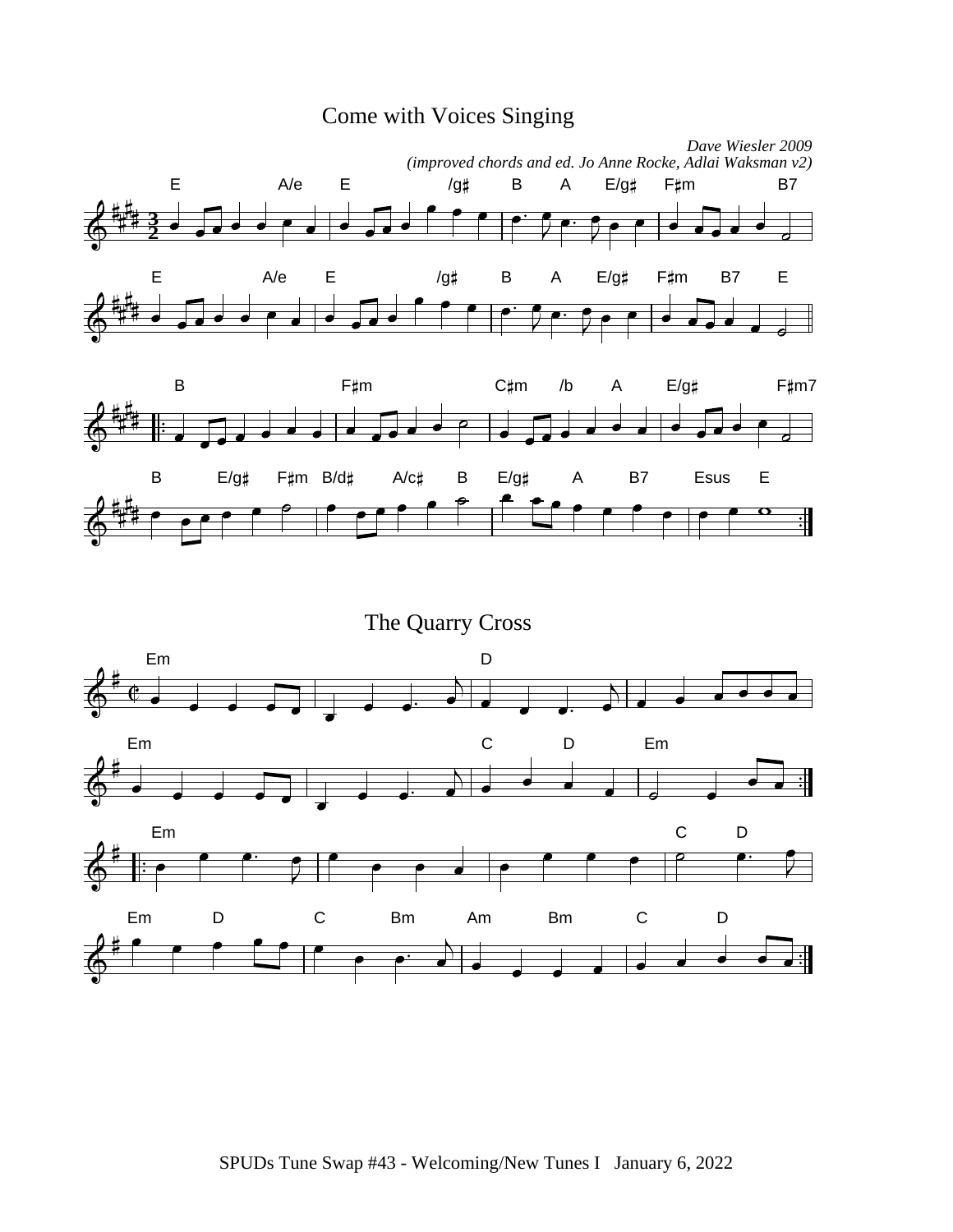## Come with Voices Singing

*Dave Wiesler 2009*
*(improved chords and ed. Jo Anne Rocke, Adlai Waksman v2)*

E A/e E /g♯ B A E/g♯ F♯m B7

E A/e E /g♯ B A E/g♯ F♯m B7 E

B F♯m C♯m /b A E/g♯ F♯m7

B E/g♯ F♯m B/d♯ A/c♯ B E/g♯ A B7 Esus E

## The Quarry Cross

Em D

Em C D Em

Em C D

Em D C Bm Am Bm C D

SPUDs Tune Swap #43 - Welcoming/New Tunes I   January 6, 2022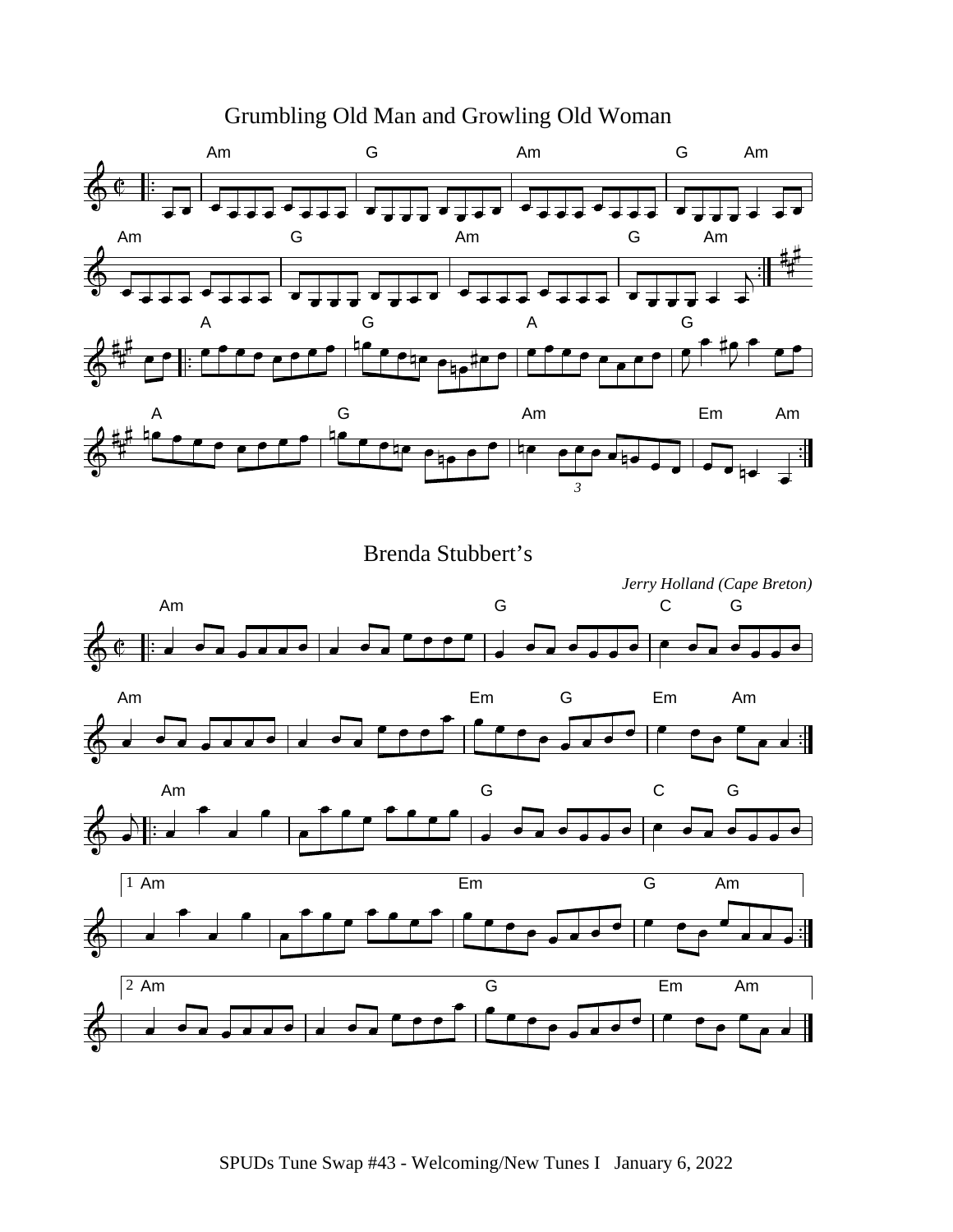## Grumbling Old Man and Growling Old Woman

## Brenda Stubbert's

*Jerry Holland (Cape Breton)*

SPUDs Tune Swap #43 - Welcoming/New Tunes I January 6, 2022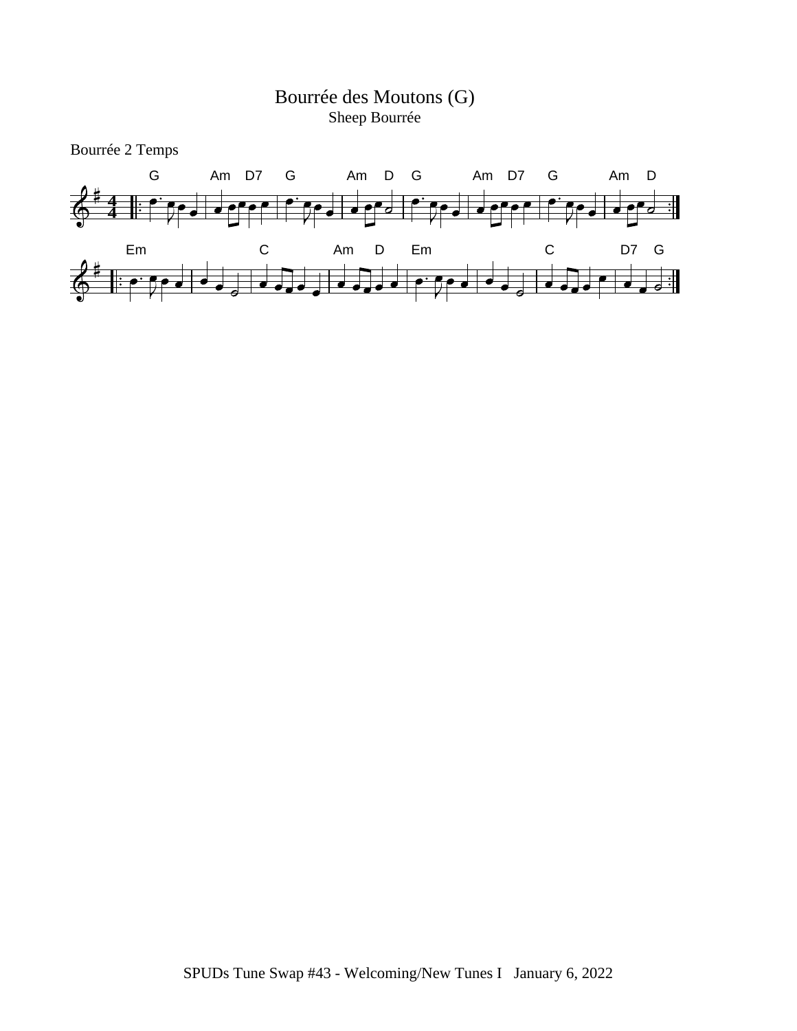# Bourrée des Moutons (G)

Sheep Bourrée

Bourrée 2 Temps

G Am D7 G Am D G Am D7 G Am D

Em C Am D Em C D7 G

SPUDs Tune Swap #43 - Welcoming/New Tunes I January 6, 2022